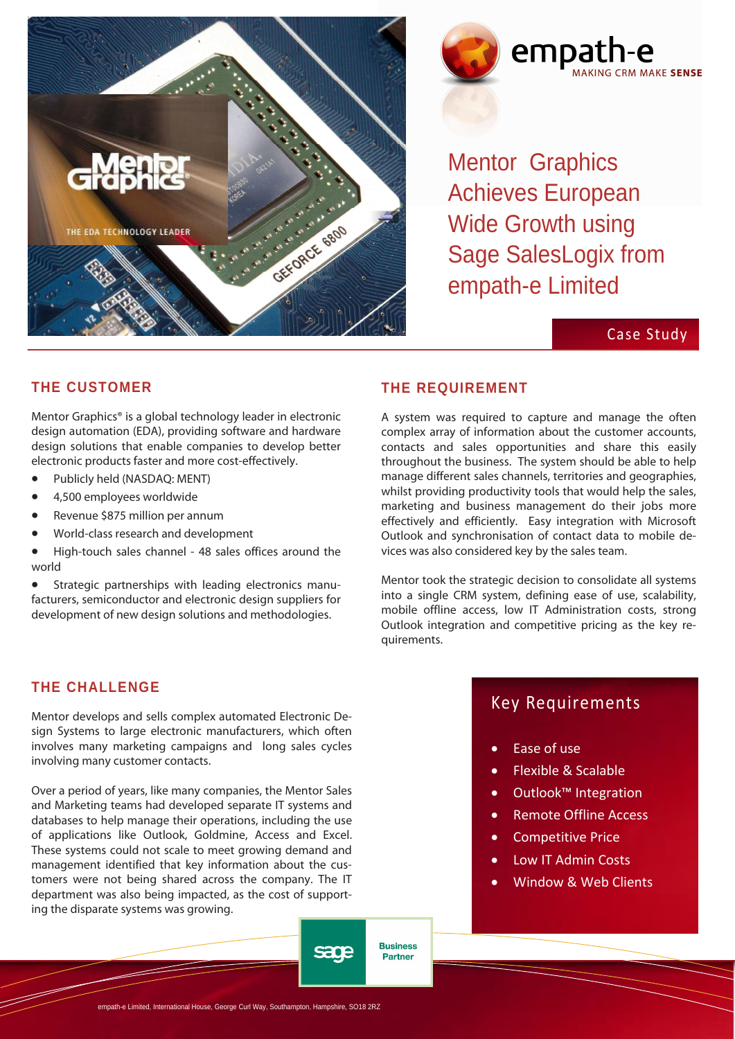# Mentor Graphics Achieves European Wide Growth using Sage SalesLogix from empath-e Limited

Case Study

## THE CUSTOMER

Mentor Graphics® is a global technology leader in electronic design automation (EDA), providing software and hardware design solutions that enable companies to develop better electronic products faster and more cost-effectively.

- Publicly held (NASDAQ: MENT)
- 4,500 employees worldwide
- Revenue $875 million per annum
- World-class research and development
- High-touch sales channel - 48 sales offices around the world
- Strategic partnerships with leading electronics manufacturers, semiconductor and electronic design suppliers for development of new design solutions and methodologies.

## THE CHALLENGE

Mentor develops and sells complex automated Electronic Design Systems to large electronic manufacturers, which often involves many marketing campaigns and long sales cycles involving many customer contacts.

Over a period of years, like many companies, the Mentor Sales and Marketing teams had developed separate IT systems and databases to help manage their operations, including the use of applications like Outlook, Goldmine, Access and Excel. These systems could not scale to meet growing demand and management identified that key information about the customers were not being shared across the company. The IT department was also being impacted, as the cost of supporting the disparate systems was growing.

## THE REQUIREMENT

A system was required to capture and manage the often complex array of information about the customer accounts, contacts and sales opportunities and share this easily throughout the business. The system should be able to help manage different sales channels, territories and geographies, whilst providing productivity tools that would help the sales, marketing and business management do their jobs more effectively and efficiently. Easy integration with Microsoft Outlook and synchronisation of contact data to mobile devices was also considered key by the sales team.

Mentor took the strategic decision to consolidate all systems into a single CRM system, defining ease of use, scalability, mobile offline access, low IT Administration costs, strong Outlook integration and competitive pricing as the key requirements.

### Key Requirements

- Ease of use
- Flexible & Scalable
- Outlook™ Integration
- Remote Offline Access
- Competitive Price
- Low IT Admin Costs
- Window & Web Clients

empath-e Limited, International House, George Curl Way, Southampton, Hampshire, SO18 2RZ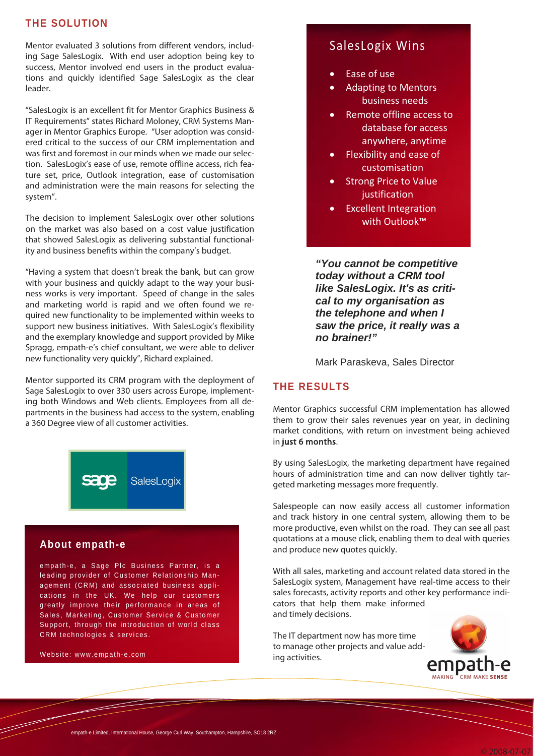## THE SOLUTION

Mentor evaluated 3 solutions from different vendors, including Sage SalesLogix. With end user adoption being key to success, Mentor involved end users in the product evaluations and quickly identified Sage SalesLogix as the clear leader.

"SalesLogix is an excellent fit for Mentor Graphics Business & IT Requirements" states Richard Moloney, CRM Systems Manager in Mentor Graphics Europe. "User adoption was considered critical to the success of our CRM implementation and was first and foremost in our minds when we made our selection. SalesLogix's ease of use, remote offline access, rich feature set, price, Outlook integration, ease of customisation and administration were the main reasons for selecting the system".

The decision to implement SalesLogix over other solutions on the market was also based on a cost value justification that showed SalesLogix as delivering substantial functionality and business benefits within the company's budget.

"Having a system that doesn't break the bank, but can grow with your business and quickly adapt to the way your business works is very important. Speed of change in the sales and marketing world is rapid and we often found we required new functionality to be implemented within weeks to support new business initiatives. With SalesLogix's flexibility and the exemplary knowledge and support provided by Mike Spragg, empath-e's chief consultant, we were able to deliver new functionality very quickly", Richard explained.

Mentor supported its CRM program with the deployment of Sage SalesLogix to over 330 users across Europe, implementing both Windows and Web clients. Employees from all departments in the business had access to the system, enabling a 360 Degree view of all customer activities.

sage SalesLogix

### About empath-e

empath-e, a Sage Plc Business Partner, is a leading provider of Customer Relationship Management (CRM) and associated business applications in the UK. We help our customers greatly improve their performance in areas of Sales, Marketing, Customer Service & Customer Support, through the introduction of world class CRM technologies & services.

Website: www.empath-e.com

## SalesLogix Wins

- Ease of use
- Adapting to Mentors business needs
- Remote offline access to database for access anywhere, anytime
- Flexibility and ease of customisation
- Strong Price to Value justification
- Excellent Integration with Outlook™

***"You cannot be competitive today without a CRM tool like SalesLogix. It's as critical to my organisation as the telephone and when I saw the price, it really was a no brainer!"***

Mark Paraskeva, Sales Director

## THE RESULTS

Mentor Graphics successful CRM implementation has allowed them to grow their sales revenues year on year, in declining market conditions, with return on investment being achieved in **just 6 months**.

By using SalesLogix, the marketing department have regained hours of administration time and can now deliver tightly targeted marketing messages more frequently.

Salespeople can now easily access all customer information and track history in one central system, allowing them to be more productive, even whilst on the road. They can see all past quotations at a mouse click, enabling them to deal with queries and produce new quotes quickly.

With all sales, marketing and account related data stored in the SalesLogix system, Management have real-time access to their sales forecasts, activity reports and other key performance indicators that help them make informed and timely decisions.

The IT department now has more time to manage other projects and value adding activities.

empath-e
MAKING CRM MAKE SENSE

empath-e Limited, International House, George Curl Way, Southampton, Hampshire, SO18 2RZ

© 2008-07-07